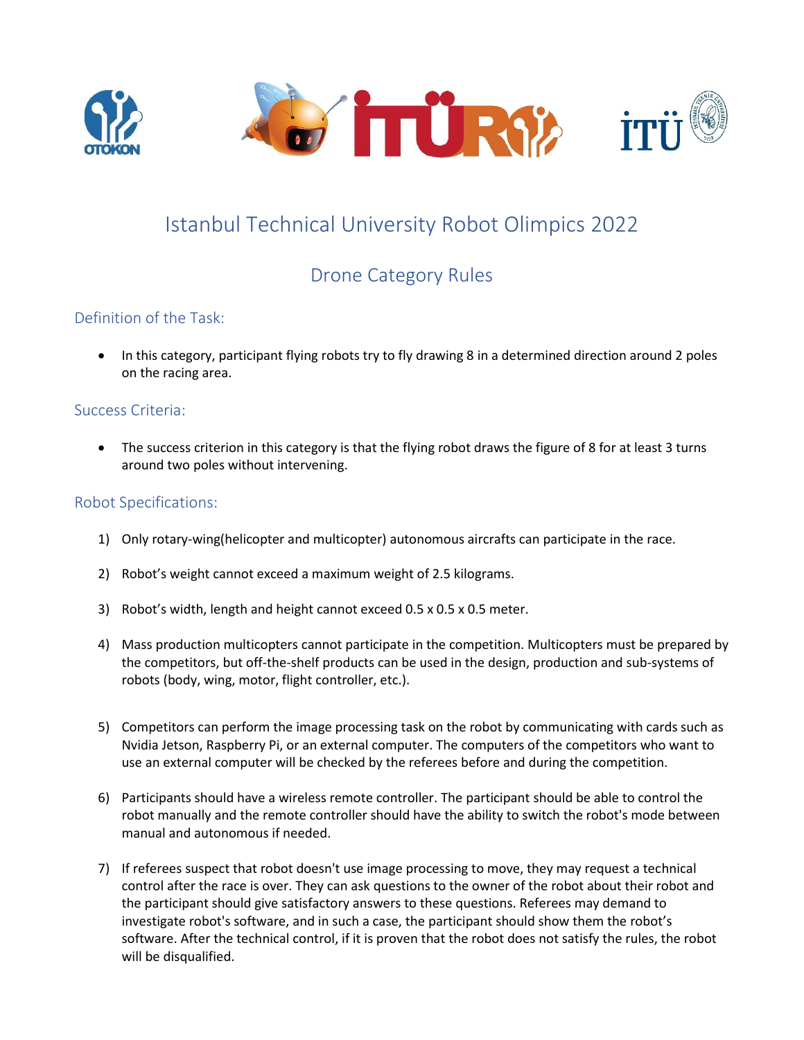# Istanbul Technical University Robot Olimpics 2022

## Drone Category Rules

### Definition of the Task:

- In this category, participant flying robots try to fly drawing 8 in a determined direction around 2 poles on the racing area.

### Success Criteria:

- The success criterion in this category is that the flying robot draws the figure of 8 for at least 3 turns around two poles without intervening.

### Robot Specifications:

1) Only rotary-wing(helicopter and multicopter) autonomous aircrafts can participate in the race.

2) Robot's weight cannot exceed a maximum weight of 2.5 kilograms.

3) Robot's width, length and height cannot exceed 0.5 x 0.5 x 0.5 meter.

4) Mass production multicopters cannot participate in the competition. Multicopters must be prepared by the competitors, but off-the-shelf products can be used in the design, production and sub-systems of robots (body, wing, motor, flight controller, etc.).

5) Competitors can perform the image processing task on the robot by communicating with cards such as Nvidia Jetson, Raspberry Pi, or an external computer. The computers of the competitors who want to use an external computer will be checked by the referees before and during the competition.

6) Participants should have a wireless remote controller. The participant should be able to control the robot manually and the remote controller should have the ability to switch the robot's mode between manual and autonomous if needed.

7) If referees suspect that robot doesn't use image processing to move, they may request a technical control after the race is over. They can ask questions to the owner of the robot about their robot and the participant should give satisfactory answers to these questions. Referees may demand to investigate robot's software, and in such a case, the participant should show them the robot's software. After the technical control, if it is proven that the robot does not satisfy the rules, the robot will be disqualified.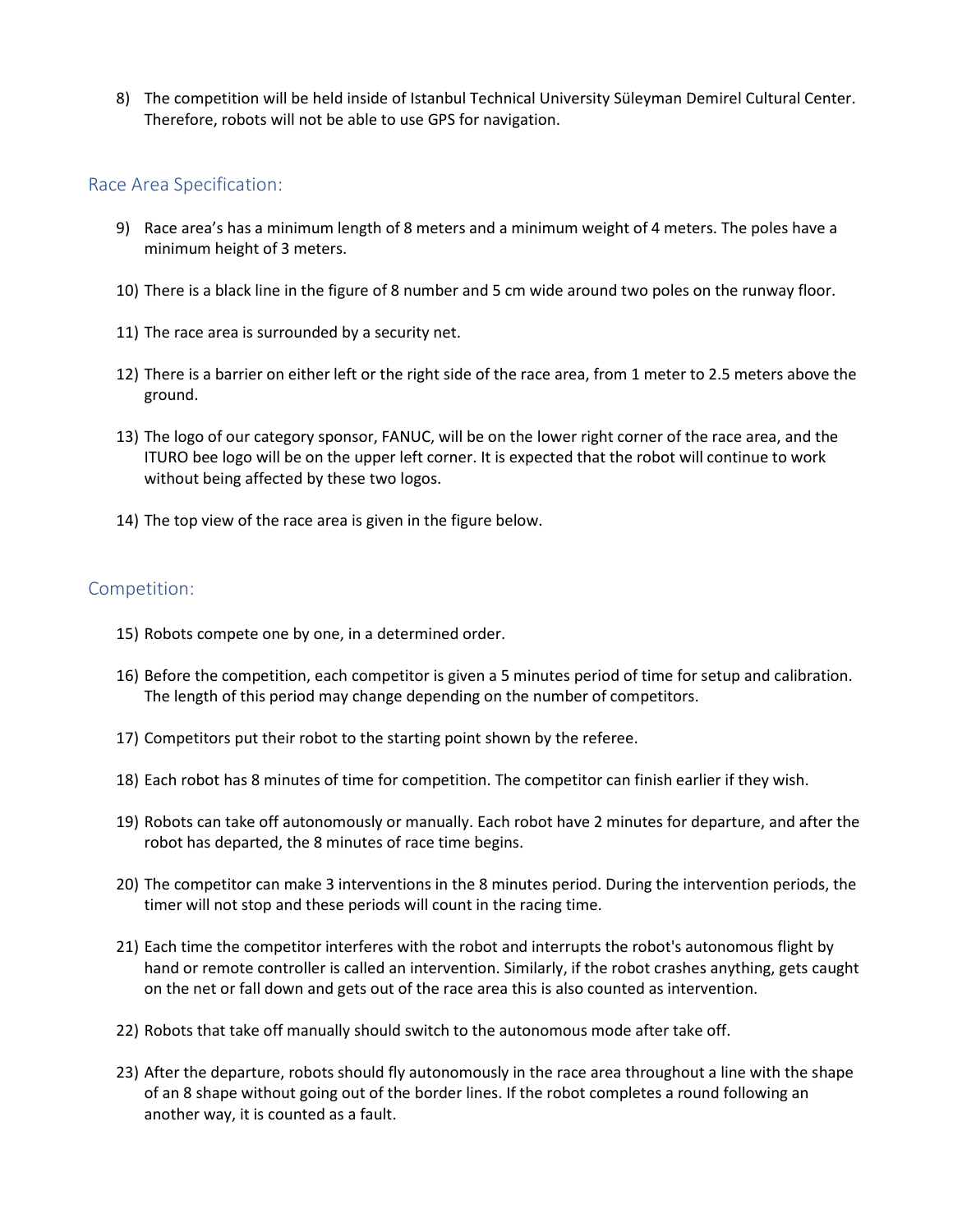8) The competition will be held inside of Istanbul Technical University Süleyman Demirel Cultural Center. Therefore, robots will not be able to use GPS for navigation.

## Race Area Specification:

9) Race area's has a minimum length of 8 meters and a minimum weight of 4 meters. The poles have a minimum height of 3 meters.

10) There is a black line in the figure of 8 number and 5 cm wide around two poles on the runway floor.

11) The race area is surrounded by a security net.

12) There is a barrier on either left or the right side of the race area, from 1 meter to 2.5 meters above the ground.

13) The logo of our category sponsor, FANUC, will be on the lower right corner of the race area, and the ITURO bee logo will be on the upper left corner. It is expected that the robot will continue to work without being affected by these two logos.

14) The top view of the race area is given in the figure below.

## Competition:

15) Robots compete one by one, in a determined order.

16) Before the competition, each competitor is given a 5 minutes period of time for setup and calibration. The length of this period may change depending on the number of competitors.

17) Competitors put their robot to the starting point shown by the referee.

18) Each robot has 8 minutes of time for competition. The competitor can finish earlier if they wish.

19) Robots can take off autonomously or manually. Each robot have 2 minutes for departure, and after the robot has departed, the 8 minutes of race time begins.

20) The competitor can make 3 interventions in the 8 minutes period. During the intervention periods, the timer will not stop and these periods will count in the racing time.

21) Each time the competitor interferes with the robot and interrupts the robot's autonomous flight by hand or remote controller is called an intervention. Similarly, if the robot crashes anything, gets caught on the net or fall down and gets out of the race area this is also counted as intervention.

22) Robots that take off manually should switch to the autonomous mode after take off.

23) After the departure, robots should fly autonomously in the race area throughout a line with the shape of an 8 shape without going out of the border lines. If the robot completes a round following an another way, it is counted as a fault.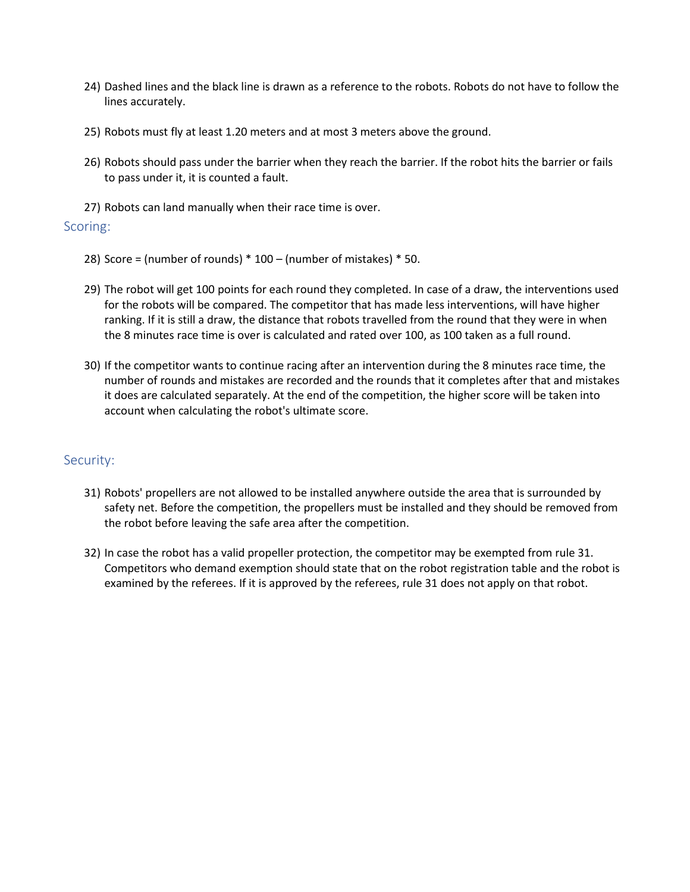24) Dashed lines and the black line is drawn as a reference to the robots. Robots do not have to follow the lines accurately.

25) Robots must fly at least 1.20 meters and at most 3 meters above the ground.

26) Robots should pass under the barrier when they reach the barrier. If the robot hits the barrier or fails to pass under it, it is counted a fault.

27) Robots can land manually when their race time is over.

## Scoring:

28) Score = (number of rounds) * 100 – (number of mistakes) * 50.

29) The robot will get 100 points for each round they completed. In case of a draw, the interventions used for the robots will be compared. The competitor that has made less interventions, will have higher ranking. If it is still a draw, the distance that robots travelled from the round that they were in when the 8 minutes race time is over is calculated and rated over 100, as 100 taken as a full round.

30) If the competitor wants to continue racing after an intervention during the 8 minutes race time, the number of rounds and mistakes are recorded and the rounds that it completes after that and mistakes it does are calculated separately. At the end of the competition, the higher score will be taken into account when calculating the robot's ultimate score.

## Security:

31) Robots' propellers are not allowed to be installed anywhere outside the area that is surrounded by safety net. Before the competition, the propellers must be installed and they should be removed from the robot before leaving the safe area after the competition.

32) In case the robot has a valid propeller protection, the competitor may be exempted from rule 31. Competitors who demand exemption should state that on the robot registration table and the robot is examined by the referees. If it is approved by the referees, rule 31 does not apply on that robot.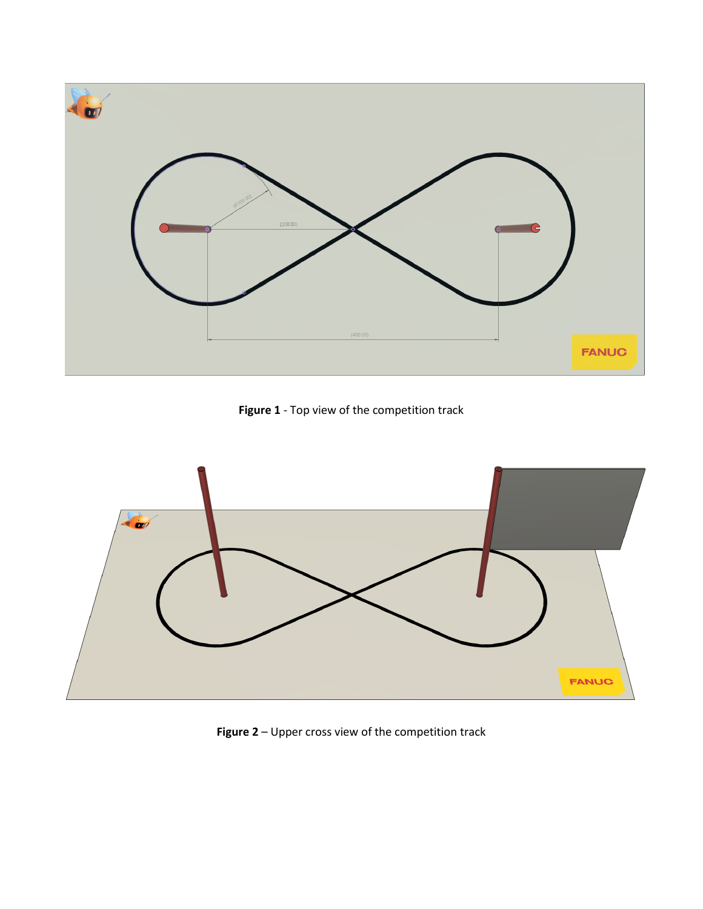**Figure 1** - Top view of the competition track

**Figure 2** – Upper cross view of the competition track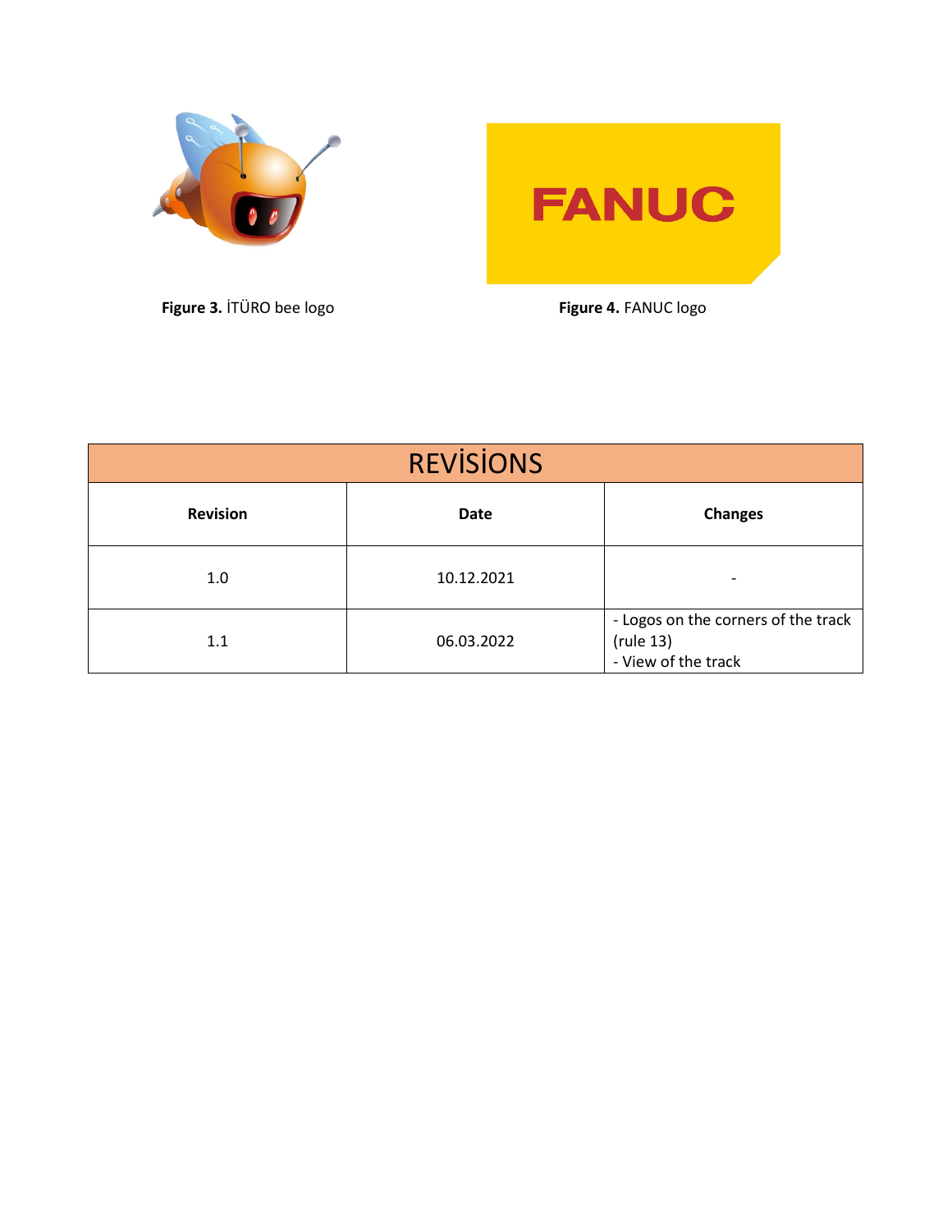**Figure 3.** İTÜRO bee logo

**Figure 4.** FANUC logo

| REVİSİONS | | |
|---|---|---|
| **Revision** | **Date** | **Changes** |
| 1.0 | 10.12.2021 | - |
| 1.1 | 06.03.2022 | - Logos on the corners of the track (rule 13)<br>- View of the track |